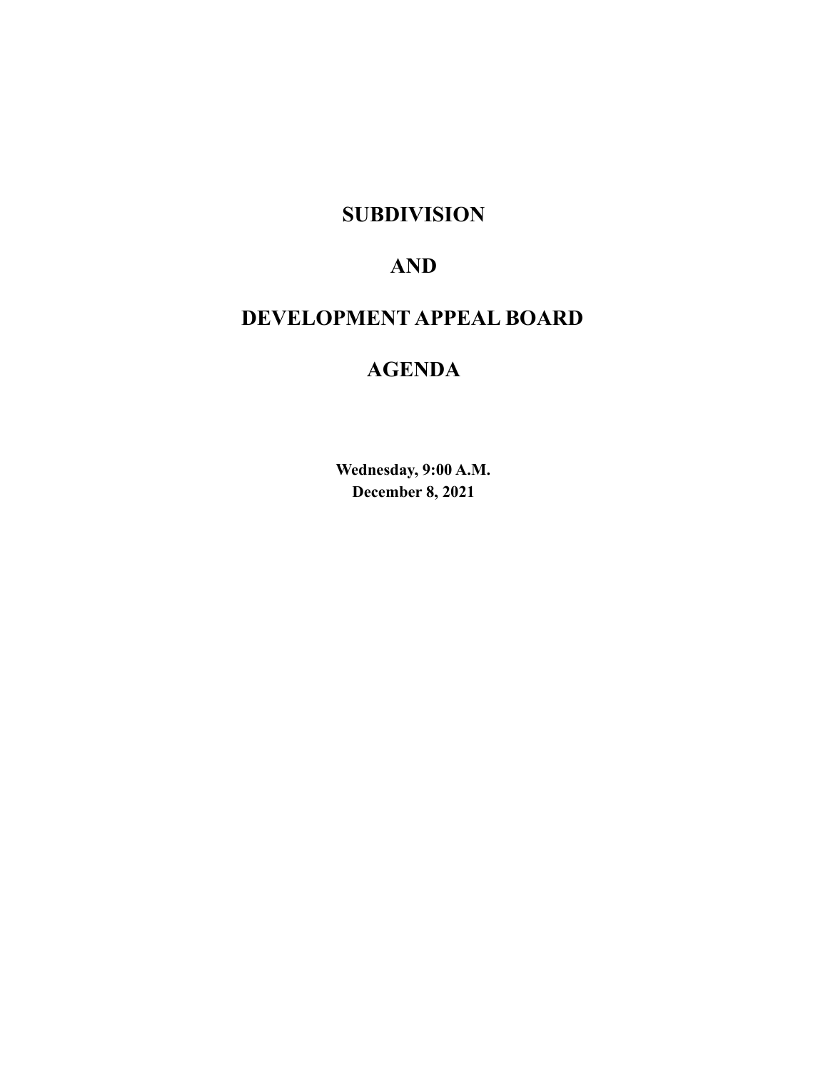# SUBDIVISION

# AND

# DEVELOPMENT APPEAL BOARD

# AGENDA

**Wednesday, 9:00 A.M.**
**December 8, 2021**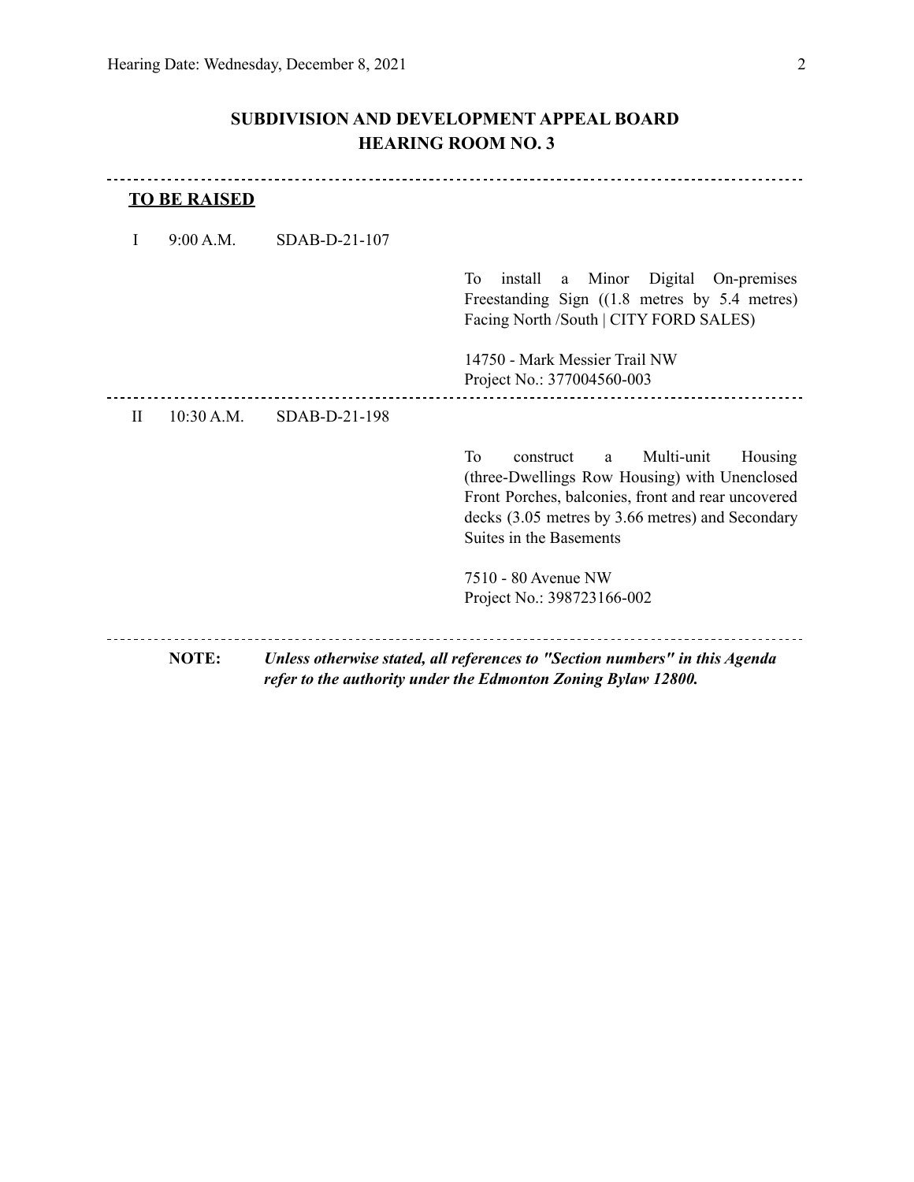## SUBDIVISION AND DEVELOPMENT APPEAL BOARD
## HEARING ROOM NO. 3

---

**TO BE RAISED**

I 9:00 A.M. SDAB-D-21-107

To install a Minor Digital On-premises Freestanding Sign ((1.8 metres by 5.4 metres) Facing North /South | CITY FORD SALES)

14750 - Mark Messier Trail NW
Project No.: 377004560-003

---

II 10:30 A.M. SDAB-D-21-198

To construct a Multi-unit Housing (three-Dwellings Row Housing) with Unenclosed Front Porches, balconies, front and rear uncovered decks (3.05 metres by 3.66 metres) and Secondary Suites in the Basements

7510 - 80 Avenue NW
Project No.: 398723166-002

---

**NOTE:** ***Unless otherwise stated, all references to "Section numbers" in this Agenda refer to the authority under the Edmonton Zoning Bylaw 12800.***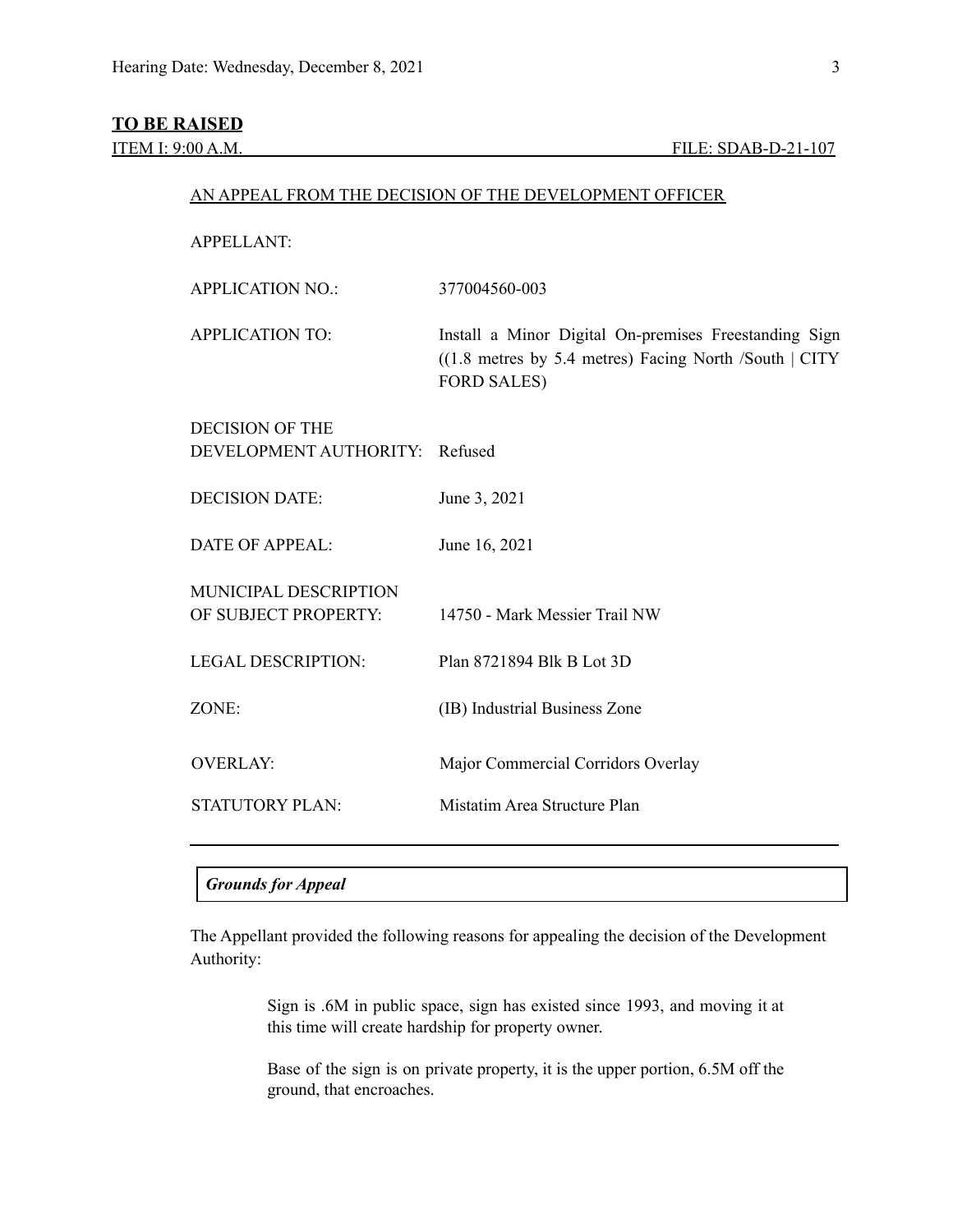**TO BE RAISED**

ITEM I: 9:00 A.M. FILE: SDAB-D-21-107

AN APPEAL FROM THE DECISION OF THE DEVELOPMENT OFFICER

| | |
|---|---|
| APPELLANT: | |
| APPLICATION NO.: | 377004560-003 |
| APPLICATION TO: | Install a Minor Digital On-premises Freestanding Sign ((1.8 metres by 5.4 metres) Facing North /South \| CITY FORD SALES) |
| DECISION OF THE DEVELOPMENT AUTHORITY: | Refused |
| DECISION DATE: | June 3, 2021 |
| DATE OF APPEAL: | June 16, 2021 |
| MUNICIPAL DESCRIPTION OF SUBJECT PROPERTY: | 14750 - Mark Messier Trail NW |
| LEGAL DESCRIPTION: | Plan 8721894 Blk B Lot 3D |
| ZONE: | (IB) Industrial Business Zone |
| OVERLAY: | Major Commercial Corridors Overlay |
| STATUTORY PLAN: | Mistatim Area Structure Plan |

---

***Grounds for Appeal***

The Appellant provided the following reasons for appealing the decision of the Development Authority:

> Sign is .6M in public space, sign has existed since 1993, and moving it at this time will create hardship for property owner.
>
> Base of the sign is on private property, it is the upper portion, 6.5M off the ground, that encroaches.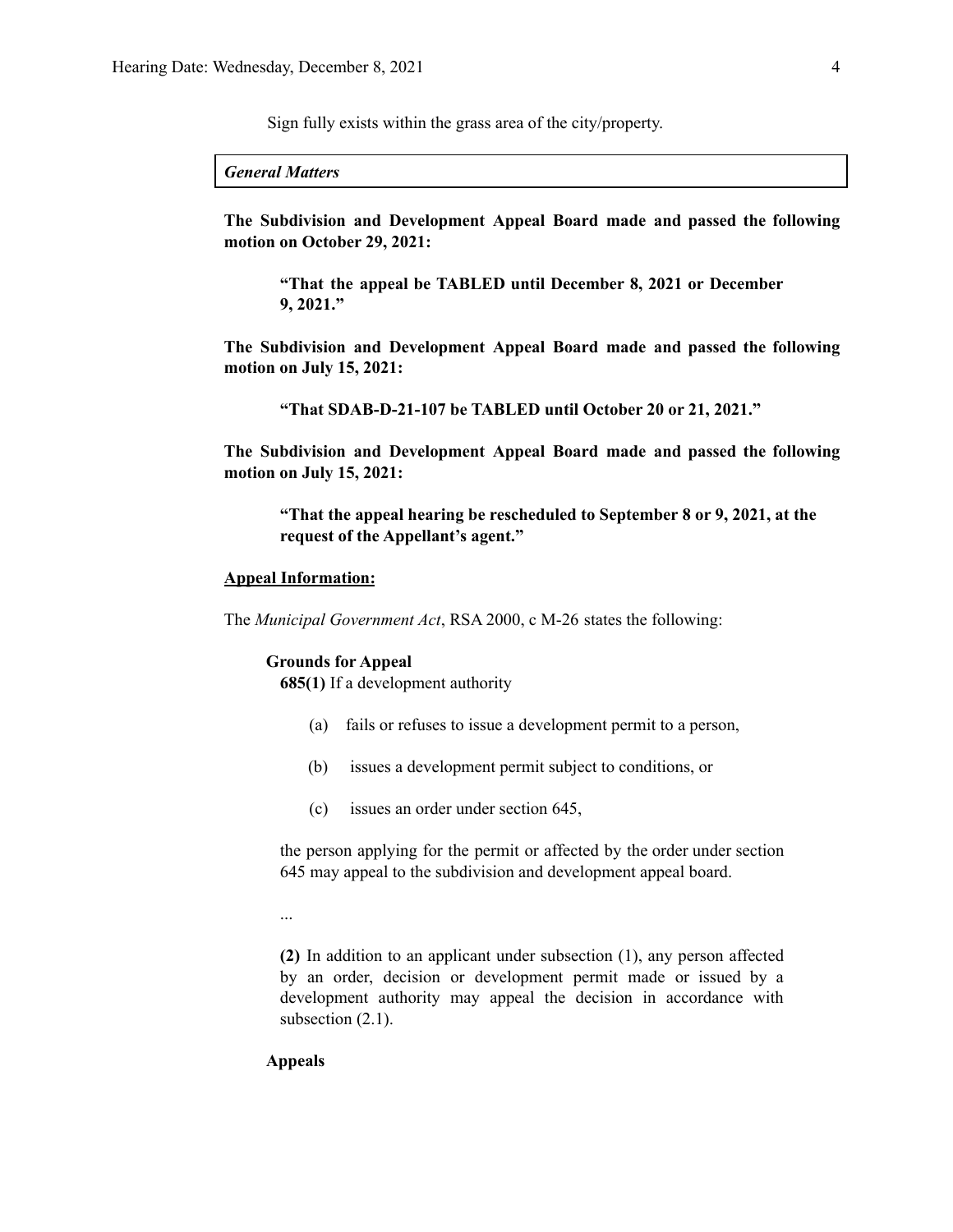Sign fully exists within the grass area of the city/property.

*General Matters*

**The Subdivision and Development Appeal Board made and passed the following motion on October 29, 2021:**

> **"That the appeal be TABLED until December 8, 2021 or December 9, 2021."**

**The Subdivision and Development Appeal Board made and passed the following motion on July 15, 2021:**

> **"That SDAB-D-21-107 be TABLED until October 20 or 21, 2021."**

**The Subdivision and Development Appeal Board made and passed the following motion on July 15, 2021:**

> **"That the appeal hearing be rescheduled to September 8 or 9, 2021, at the request of the Appellant's agent."**

**Appeal Information:**

The *Municipal Government Act*, RSA 2000, c M-26 states the following:

**Grounds for Appeal**

**685(1)** If a development authority

(a) fails or refuses to issue a development permit to a person,

(b) issues a development permit subject to conditions, or

(c) issues an order under section 645,

the person applying for the permit or affected by the order under section 645 may appeal to the subdivision and development appeal board.

...

**(2)** In addition to an applicant under subsection (1), any person affected by an order, decision or development permit made or issued by a development authority may appeal the decision in accordance with subsection (2.1).

**Appeals**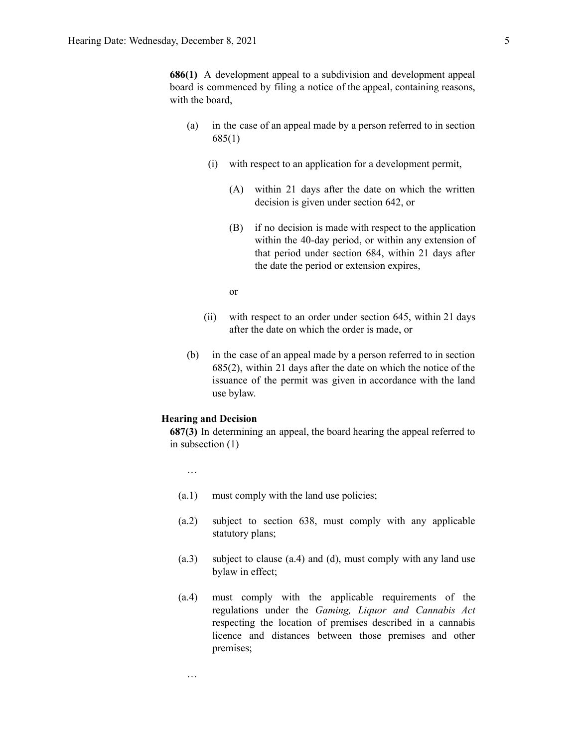**686(1)** A development appeal to a subdivision and development appeal board is commenced by filing a notice of the appeal, containing reasons, with the board,

(a) in the case of an appeal made by a person referred to in section 685(1)

  (i) with respect to an application for a development permit,

    (A) within 21 days after the date on which the written decision is given under section 642, or

    (B) if no decision is made with respect to the application within the 40-day period, or within any extension of that period under section 684, within 21 days after the date the period or extension expires,

    or

  (ii) with respect to an order under section 645, within 21 days after the date on which the order is made, or

(b) in the case of an appeal made by a person referred to in section 685(2), within 21 days after the date on which the notice of the issuance of the permit was given in accordance with the land use bylaw.

**Hearing and Decision**

**687(3)** In determining an appeal, the board hearing the appeal referred to in subsection (1)

…

(a.1) must comply with the land use policies;

(a.2) subject to section 638, must comply with any applicable statutory plans;

(a.3) subject to clause (a.4) and (d), must comply with any land use bylaw in effect;

(a.4) must comply with the applicable requirements of the regulations under the *Gaming, Liquor and Cannabis Act* respecting the location of premises described in a cannabis licence and distances between those premises and other premises;

…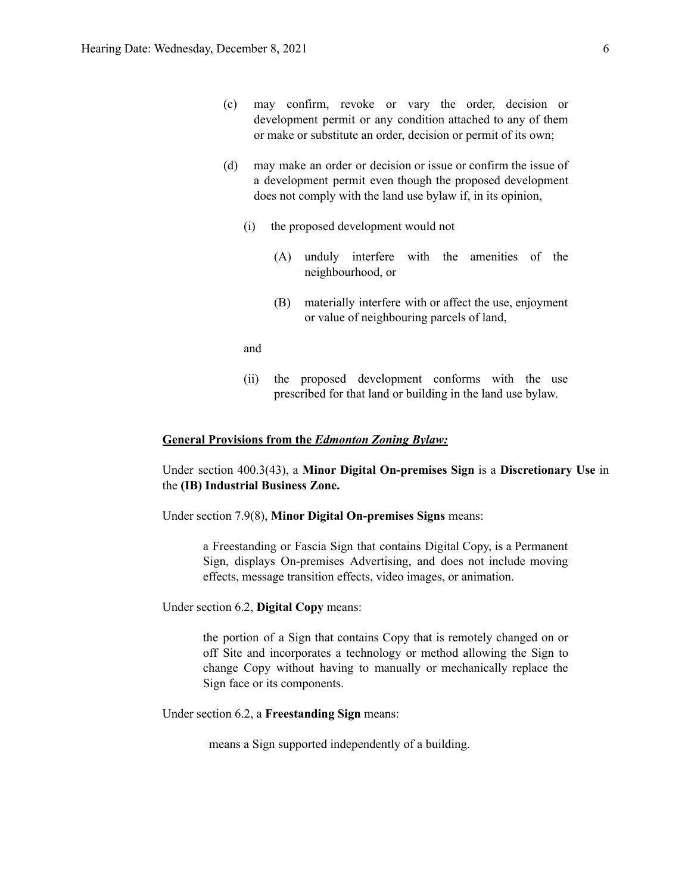(c) may confirm, revoke or vary the order, decision or development permit or any condition attached to any of them or make or substitute an order, decision or permit of its own;

(d) may make an order or decision or issue or confirm the issue of a development permit even though the proposed development does not comply with the land use bylaw if, in its opinion,

(i) the proposed development would not

(A) unduly interfere with the amenities of the neighbourhood, or

(B) materially interfere with or affect the use, enjoyment or value of neighbouring parcels of land,

and

(ii) the proposed development conforms with the use prescribed for that land or building in the land use bylaw.

**General Provisions from the *Edmonton Zoning Bylaw:***

Under section 400.3(43), a **Minor Digital On-premises Sign** is a **Discretionary Use** in the **(IB) Industrial Business Zone.**

Under section 7.9(8), **Minor Digital On-premises Signs** means:

> a Freestanding or Fascia Sign that contains Digital Copy, is a Permanent Sign, displays On-premises Advertising, and does not include moving effects, message transition effects, video images, or animation.

Under section 6.2, **Digital Copy** means:

> the portion of a Sign that contains Copy that is remotely changed on or off Site and incorporates a technology or method allowing the Sign to change Copy without having to manually or mechanically replace the Sign face or its components.

Under section 6.2, a **Freestanding Sign** means:

> means a Sign supported independently of a building.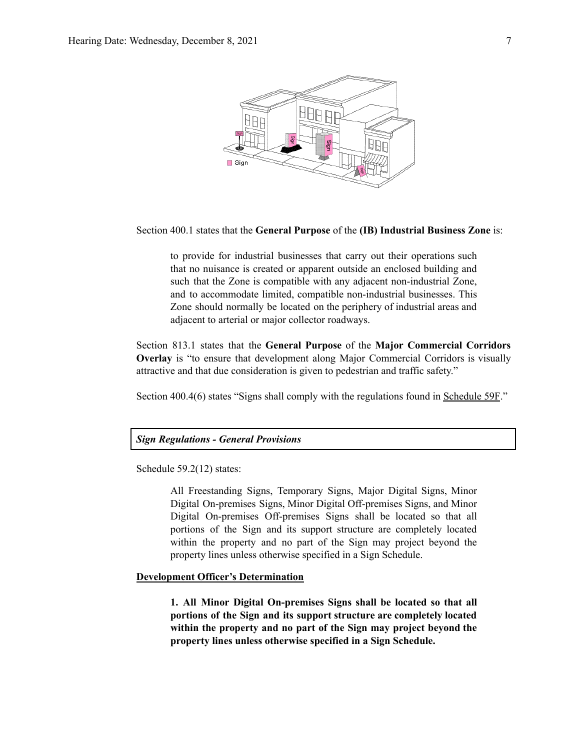Section 400.1 states that the **General Purpose** of the **(IB) Industrial Business Zone** is:

> to provide for industrial businesses that carry out their operations such that no nuisance is created or apparent outside an enclosed building and such that the Zone is compatible with any adjacent non-industrial Zone, and to accommodate limited, compatible non-industrial businesses. This Zone should normally be located on the periphery of industrial areas and adjacent to arterial or major collector roadways.

Section 813.1 states that the **General Purpose** of the **Major Commercial Corridors Overlay** is "to ensure that development along Major Commercial Corridors is visually attractive and that due consideration is given to pedestrian and traffic safety."

Section 400.4(6) states "Signs shall comply with the regulations found in Schedule 59F."

***Sign Regulations - General Provisions***

Schedule 59.2(12) states:

> All Freestanding Signs, Temporary Signs, Major Digital Signs, Minor Digital On-premises Signs, Minor Digital Off-premises Signs, and Minor Digital On-premises Off-premises Signs shall be located so that all portions of the Sign and its support structure are completely located within the property and no part of the Sign may project beyond the property lines unless otherwise specified in a Sign Schedule.

**Development Officer's Determination**

> **1. All Minor Digital On-premises Signs shall be located so that all portions of the Sign and its support structure are completely located within the property and no part of the Sign may project beyond the property lines unless otherwise specified in a Sign Schedule.**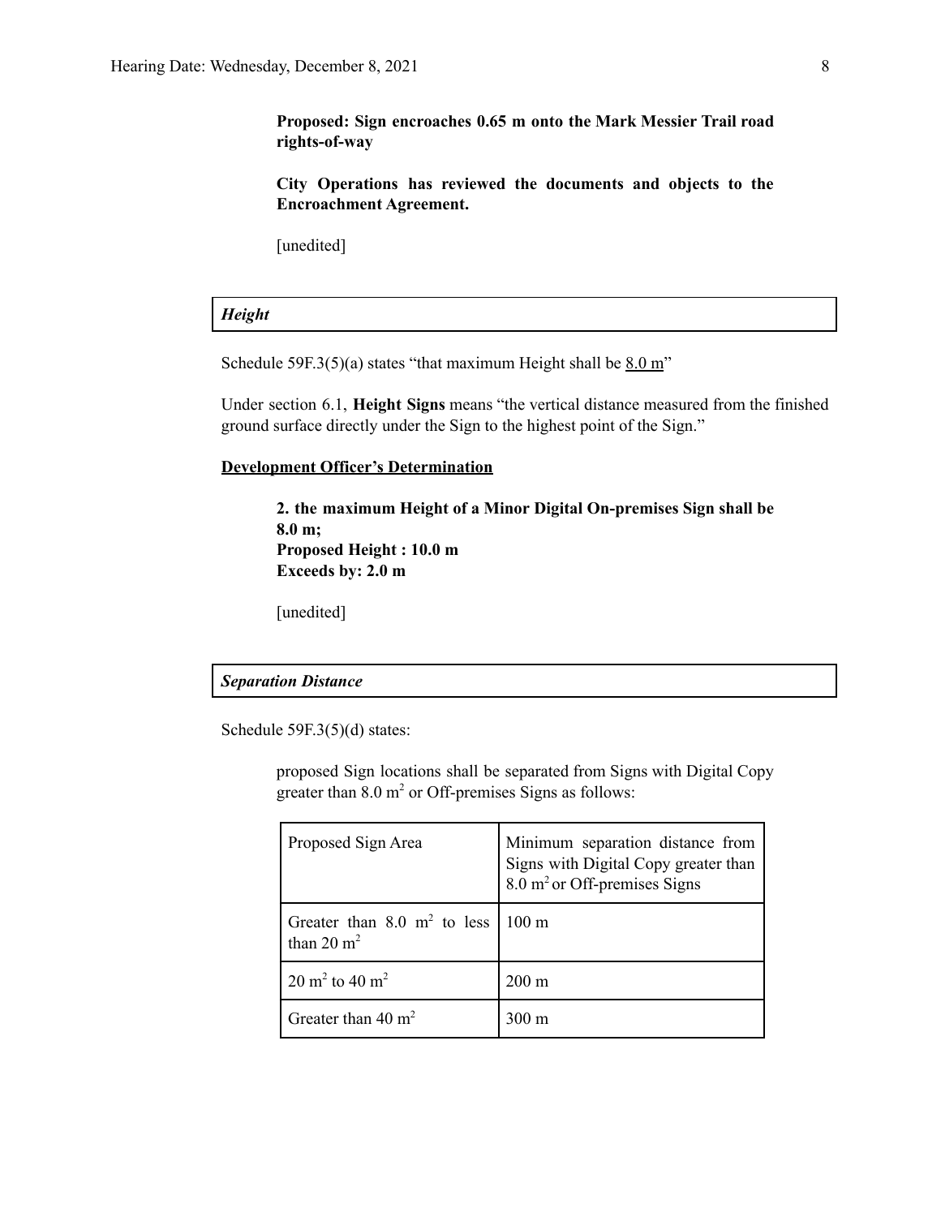**Proposed: Sign encroaches 0.65 m onto the Mark Messier Trail road rights-of-way**

**City Operations has reviewed the documents and objects to the Encroachment Agreement.**

[unedited]

***Height***

Schedule 59F.3(5)(a) states "that maximum Height shall be 8.0 m"

Under section 6.1, **Height Signs** means "the vertical distance measured from the finished ground surface directly under the Sign to the highest point of the Sign."

**Development Officer's Determination**

> **2. the maximum Height of a Minor Digital On-premises Sign shall be 8.0 m;**
> **Proposed Height : 10.0 m**
> **Exceeds by: 2.0 m**
>
> [unedited]

***Separation Distance***

Schedule 59F.3(5)(d) states:

> proposed Sign locations shall be separated from Signs with Digital Copy greater than 8.0 $m^2$ or Off-premises Signs as follows:

| Proposed Sign Area | Minimum separation distance from Signs with Digital Copy greater than 8.0 $m^2$ or Off-premises Signs |
|---|---|
| Greater than 8.0 $m^2$ to less than 20 $m^2$ | 100 m |
| 20 $m^2$ to 40 $m^2$ | 200 m |
| Greater than 40 $m^2$ | 300 m |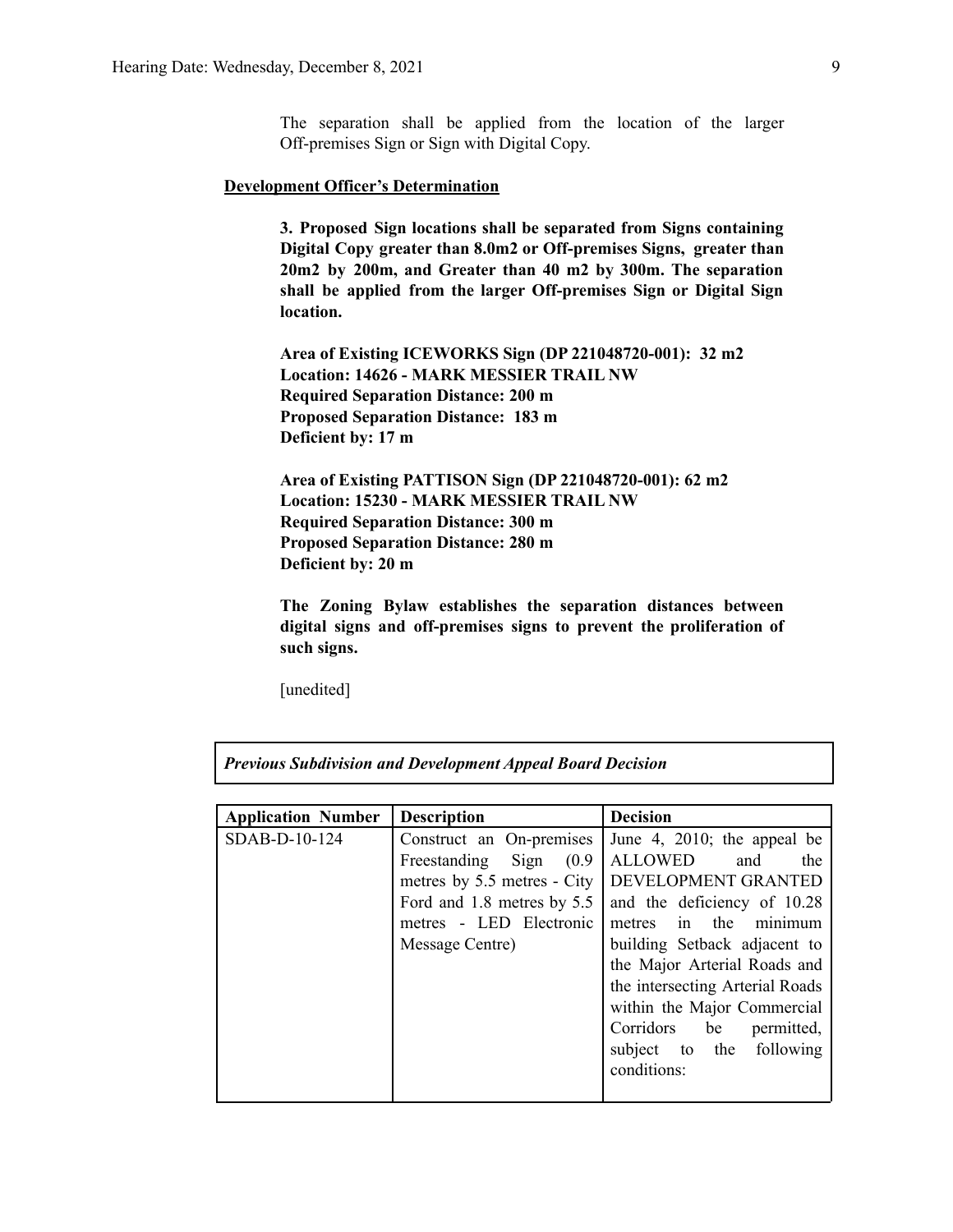The separation shall be applied from the location of the larger Off-premises Sign or Sign with Digital Copy.

**Development Officer's Determination**

**3. Proposed Sign locations shall be separated from Signs containing Digital Copy greater than 8.0m2 or Off-premises Signs, greater than 20m2 by 200m, and Greater than 40 m2 by 300m. The separation shall be applied from the larger Off-premises Sign or Digital Sign location.**

**Area of Existing ICEWORKS Sign (DP 221048720-001): 32 m2**
**Location: 14626 - MARK MESSIER TRAIL NW**
**Required Separation Distance: 200 m**
**Proposed Separation Distance: 183 m**
**Deficient by: 17 m**

**Area of Existing PATTISON Sign (DP 221048720-001): 62 m2**
**Location: 15230 - MARK MESSIER TRAIL NW**
**Required Separation Distance: 300 m**
**Proposed Separation Distance: 280 m**
**Deficient by: 20 m**

**The Zoning Bylaw establishes the separation distances between digital signs and off-premises signs to prevent the proliferation of such signs.**

[unedited]

***Previous Subdivision and Development Appeal Board Decision***

| **Application Number** | **Description** | **Decision** |
|---|---|---|
| SDAB-D-10-124 | Construct an On-premises Freestanding Sign (0.9 metres by 5.5 metres - City Ford and 1.8 metres by 5.5 metres - LED Electronic Message Centre) | June 4, 2010; the appeal be ALLOWED and the DEVELOPMENT GRANTED and the deficiency of 10.28 metres in the minimum building Setback adjacent to the Major Arterial Roads and the intersecting Arterial Roads within the Major Commercial Corridors be permitted, subject to the following conditions: |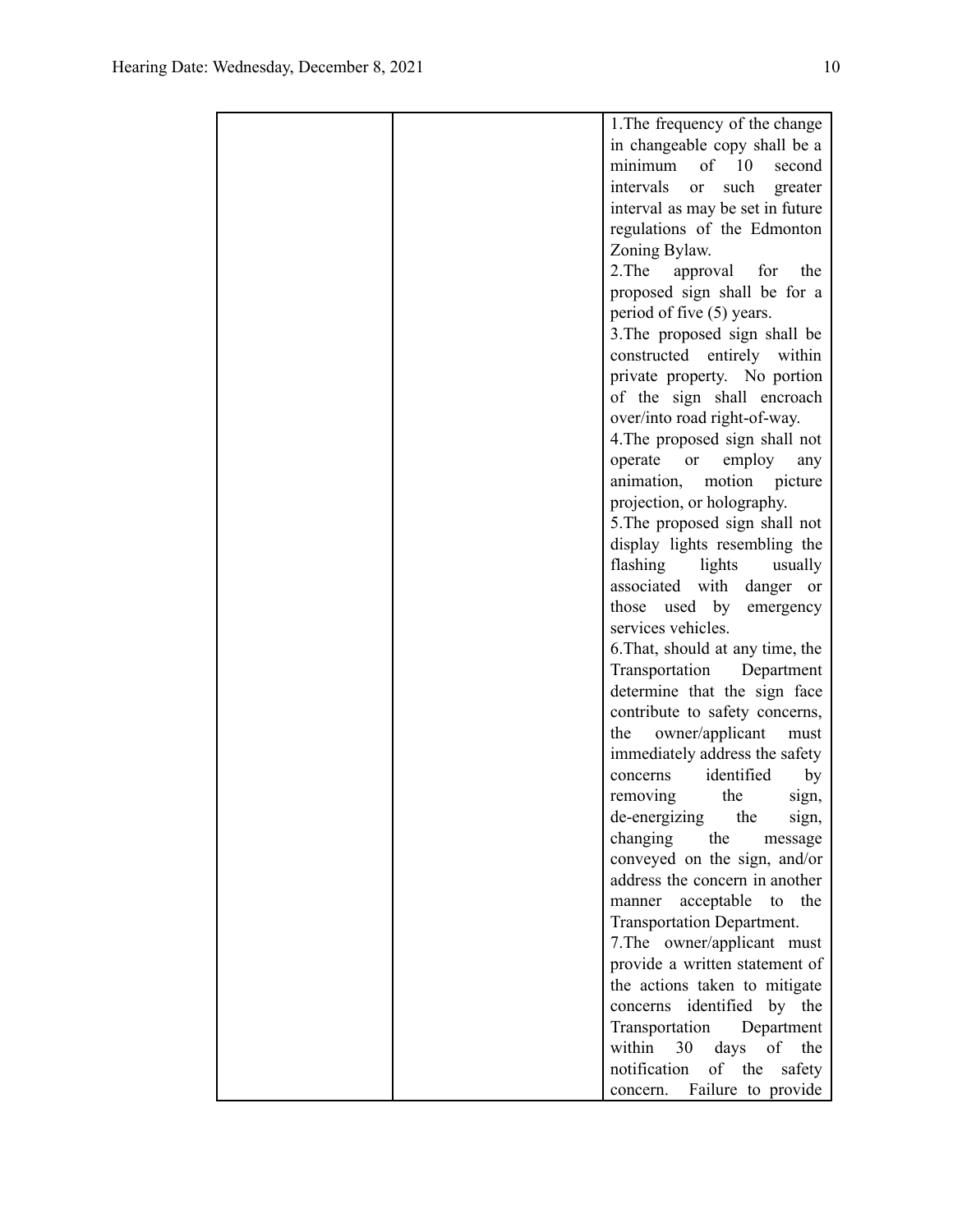| | | 1.The frequency of the change in changeable copy shall be a minimum of 10 second intervals or such greater interval as may be set in future regulations of the Edmonton Zoning Bylaw.<br>2.The approval for the proposed sign shall be for a period of five (5) years.<br>3.The proposed sign shall be constructed entirely within private property. No portion of the sign shall encroach over/into road right-of-way.<br>4.The proposed sign shall not operate or employ any animation, motion picture projection, or holography.<br>5.The proposed sign shall not display lights resembling the flashing lights usually associated with danger or those used by emergency services vehicles.<br>6.That, should at any time, the Transportation Department determine that the sign face contribute to safety concerns, the owner/applicant must immediately address the safety concerns identified by removing the sign, de-energizing the sign, changing the message conveyed on the sign, and/or address the concern in another manner acceptable to the Transportation Department.<br>7.The owner/applicant must provide a written statement of the actions taken to mitigate concerns identified by the Transportation Department within 30 days of the notification of the safety concern. Failure to provide |
|---|---|---|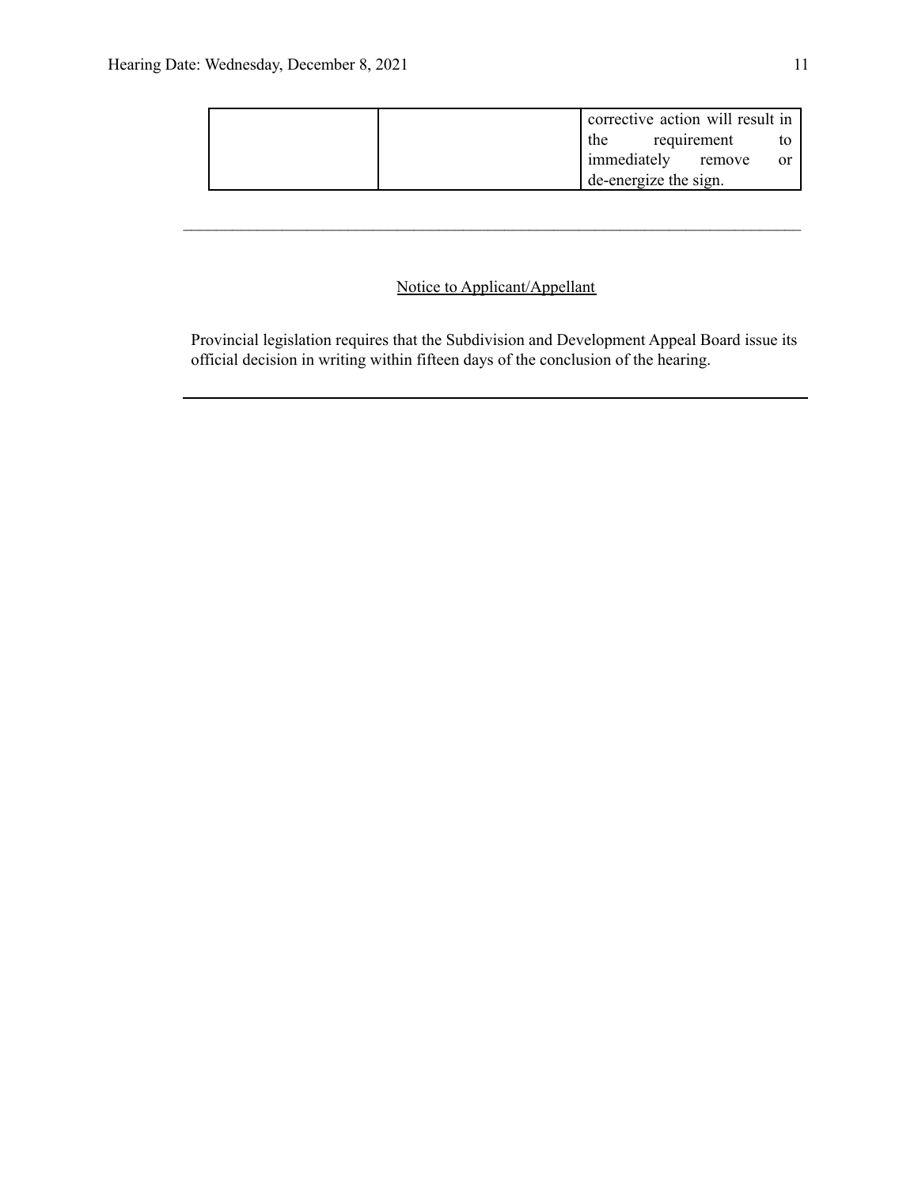|  |  | corrective action will result in the requirement to immediately remove or de-energize the sign. |
|---|---|---|

---

Notice to Applicant/Appellant

Provincial legislation requires that the Subdivision and Development Appeal Board issue its official decision in writing within fifteen days of the conclusion of the hearing.

---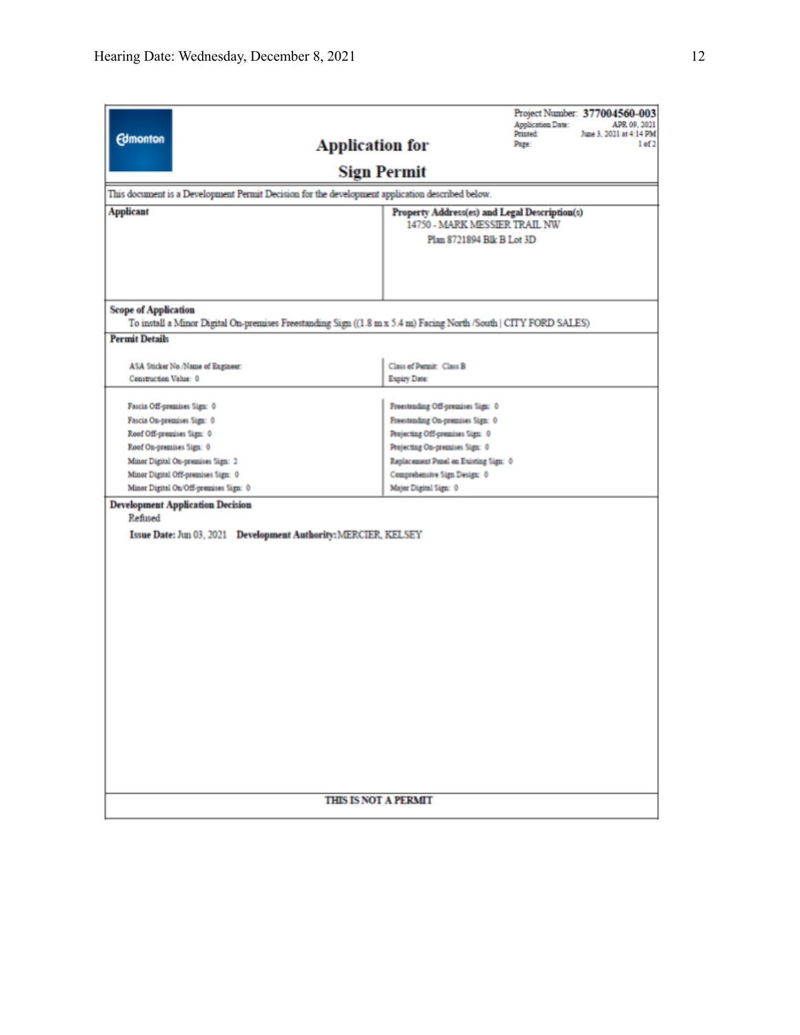Edmonton

# Application for Sign Permit

Project Number: **377004560-003**
Application Date: APR 09, 2021
Printed: June 3, 2021 at 4:14 PM
Page: 1 of 2

This document is a Development Permit Decision for the development application described below.

**Applicant**

**Property Address(es) and Legal Description(s)**
14750 - MARK MESSIER TRAIL NW
Plan 8721894 Blk B Lot 3D

**Scope of Application**
To install a Minor Digital On-premises Freestanding Sign ((1.8 m x 5.4 m) Facing North /South | CITY FORD SALES)

**Permit Details**

| | |
|---|---|
| ASA Sticker No./Name of Engineer: | Class of Permit: Class B |
| Construction Value: 0 | Expiry Date: |

| | |
|---|---|
| Fascia Off-premises Sign: 0 | Freestanding Off-premises Sign: 0 |
| Fascia On-premises Sign: 0 | Freestanding On-premises Sign: 0 |
| Roof Off-premises Sign: 0 | Projecting Off-premises Sign: 0 |
| Roof On-premises Sign: 0 | Projecting On-premises Sign: 0 |
| Minor Digital On-premises Sign: 2 | Replacement Panel on Existing Sign: 0 |
| Minor Digital Off-premises Sign: 0 | Comprehensive Sign Design: 0 |
| Minor Digital On/Off-premises Sign: 0 | Major Digital Sign: 0 |

**Development Application Decision**
Refused

**Issue Date:** Jun 03, 2021 **Development Authority:** MERCIER, KELSEY

THIS IS NOT A PERMIT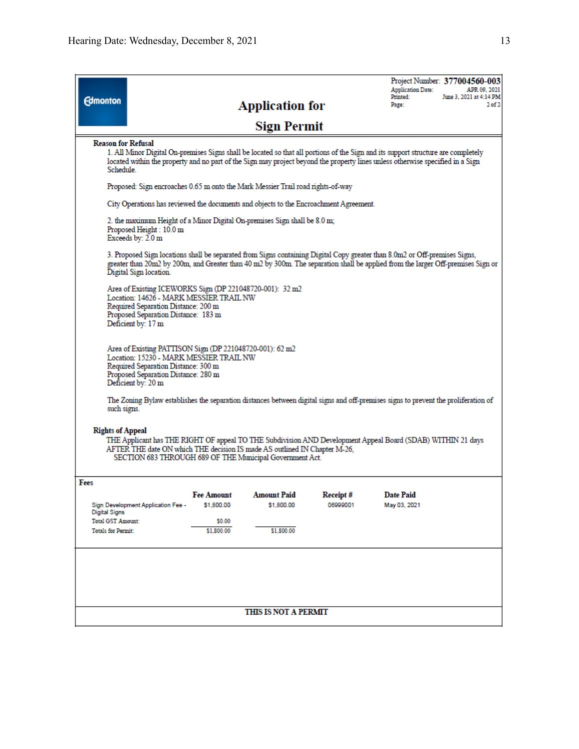Edmonton

# Application for Sign Permit

Project Number: **377004560-003**
Application Date: APR 09, 2021
Printed: June 3, 2021 at 4:14 PM
Page: 2 of 2

**Reason for Refusal**

1. All Minor Digital On-premises Signs shall be located so that all portions of the Sign and its support structure are completely located within the property and no part of the Sign may project beyond the property lines unless otherwise specified in a Sign Schedule.

Proposed: Sign encroaches 0.65 m onto the Mark Messier Trail road rights-of-way

City Operations has reviewed the documents and objects to the Encroachment Agreement.

2. the maximum Height of a Minor Digital On-premises Sign shall be 8.0 m;
Proposed Height : 10.0 m
Exceeds by: 2.0 m

3. Proposed Sign locations shall be separated from Signs containing Digital Copy greater than 8.0m2 or Off-premises Signs, greater than 20m2 by 200m, and Greater than 40 m2 by 300m. The separation shall be applied from the larger Off-premises Sign or Digital Sign location.

Area of Existing ICEWORKS Sign (DP 221048720-001): 32 m2
Location: 14626 - MARK MESSIER TRAIL NW
Required Separation Distance: 200 m
Proposed Separation Distance: 183 m
Deficient by: 17 m

Area of Existing PATTISON Sign (DP 221048720-001): 62 m2
Location: 15230 - MARK MESSIER TRAIL NW
Required Separation Distance: 300 m
Proposed Separation Distance: 280 m
Deficient by: 20 m

The Zoning Bylaw establishes the separation distances between digital signs and off-premises signs to prevent the proliferation of such signs.

**Rights of Appeal**

THE Applicant has THE RIGHT OF appeal TO THE Subdivision AND Development Appeal Board (SDAB) WITHIN 21 days AFTER THE date ON which THE decision IS made AS outlined IN Chapter M-26, SECTION 683 THROUGH 689 OF THE Municipal Government Act.

**Fees**

| | Fee Amount | Amount Paid | Receipt # | Date Paid |
|---|---|---|---|---|
| Sign Development Application Fee - Digital Signs | $1,800.00 | $1,800.00 | 06999001 | May 03, 2021 |
| Total GST Amount: | $0.00 | | | |
| Totals for Permit: | $1,800.00 | $1,800.00 | | |

**THIS IS NOT A PERMIT**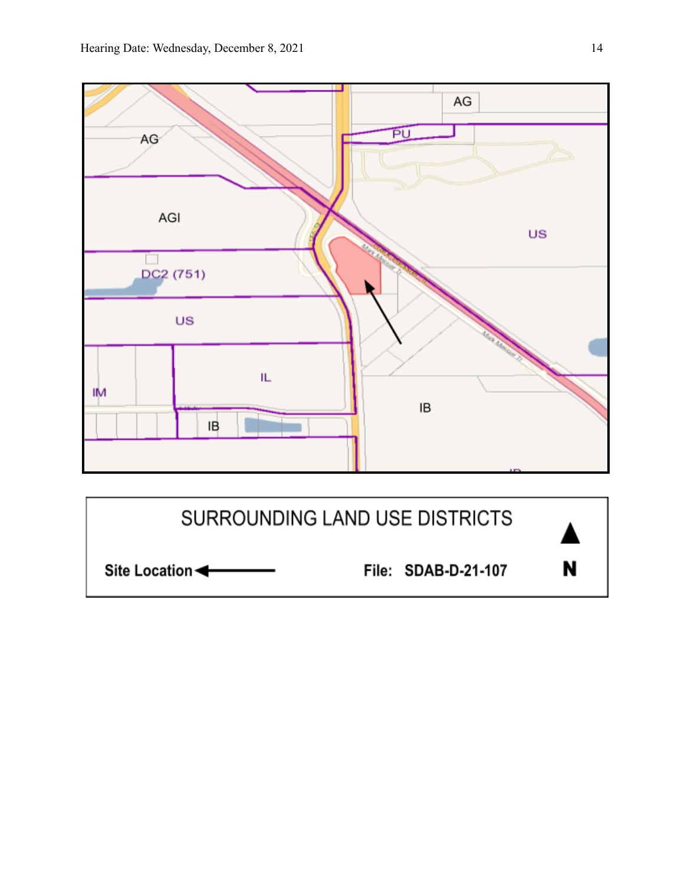AG

AG

PU

AGI

US

DC2 (751)

US

IL

IM

IB

IB

SURROUNDING LAND USE DISTRICTS

Site Location ←

File: SDAB-D-21-107

N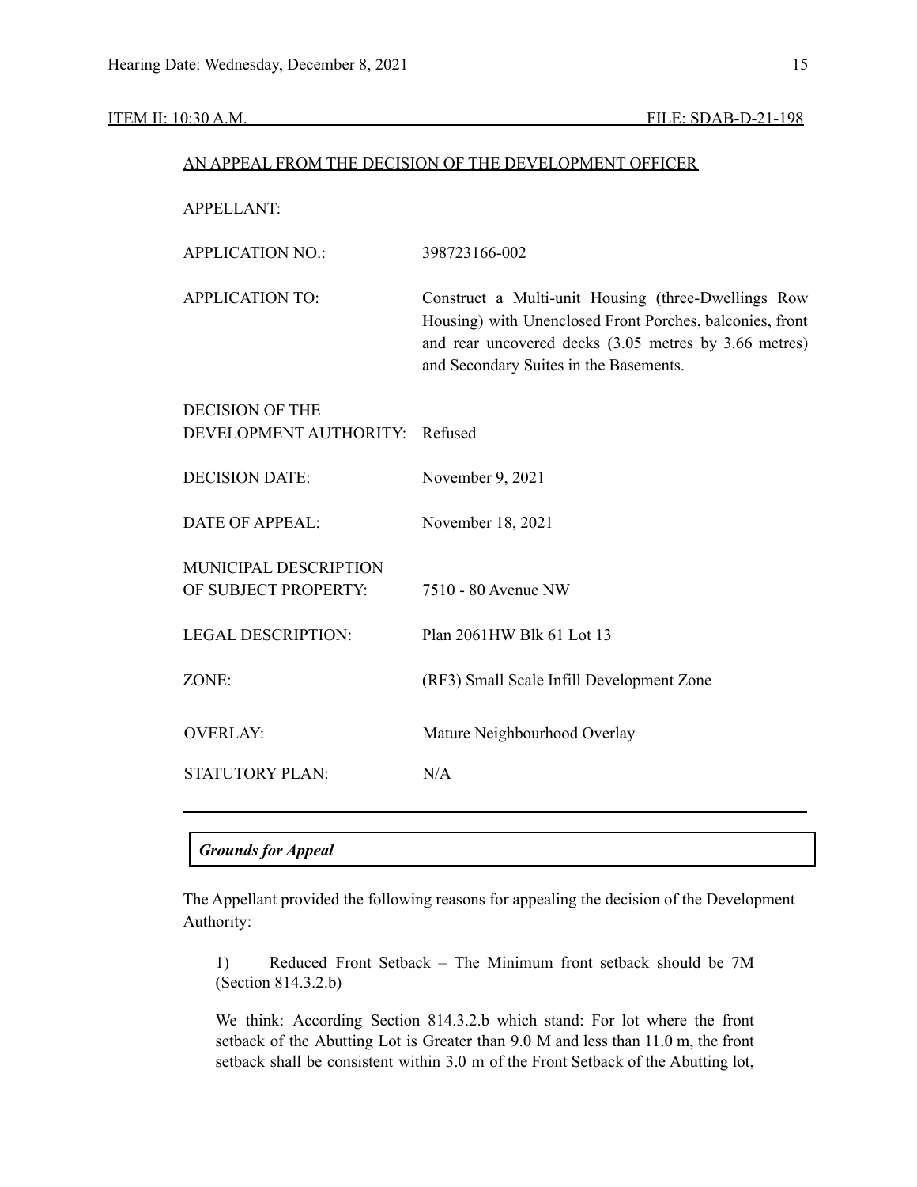ITEM II: 10:30 A.M. FILE: SDAB-D-21-198

AN APPEAL FROM THE DECISION OF THE DEVELOPMENT OFFICER

| | |
|---|---|
| APPELLANT: | |
| APPLICATION NO.: | 398723166-002 |
| APPLICATION TO: | Construct a Multi-unit Housing (three-Dwellings Row Housing) with Unenclosed Front Porches, balconies, front and rear uncovered decks (3.05 metres by 3.66 metres) and Secondary Suites in the Basements. |
| DECISION OF THE DEVELOPMENT AUTHORITY: | Refused |
| DECISION DATE: | November 9, 2021 |
| DATE OF APPEAL: | November 18, 2021 |
| MUNICIPAL DESCRIPTION OF SUBJECT PROPERTY: | 7510 - 80 Avenue NW |
| LEGAL DESCRIPTION: | Plan 2061HW Blk 61 Lot 13 |
| ZONE: | (RF3) Small Scale Infill Development Zone |
| OVERLAY: | Mature Neighbourhood Overlay |
| STATUTORY PLAN: | N/A |

---

***Grounds for Appeal***

The Appellant provided the following reasons for appealing the decision of the Development Authority:

> 1) Reduced Front Setback – The Minimum front setback should be 7M (Section 814.3.2.b)
>
> We think: According Section 814.3.2.b which stand: For lot where the front setback of the Abutting Lot is Greater than 9.0 M and less than 11.0 m, the front setback shall be consistent within 3.0 m of the Front Setback of the Abutting lot,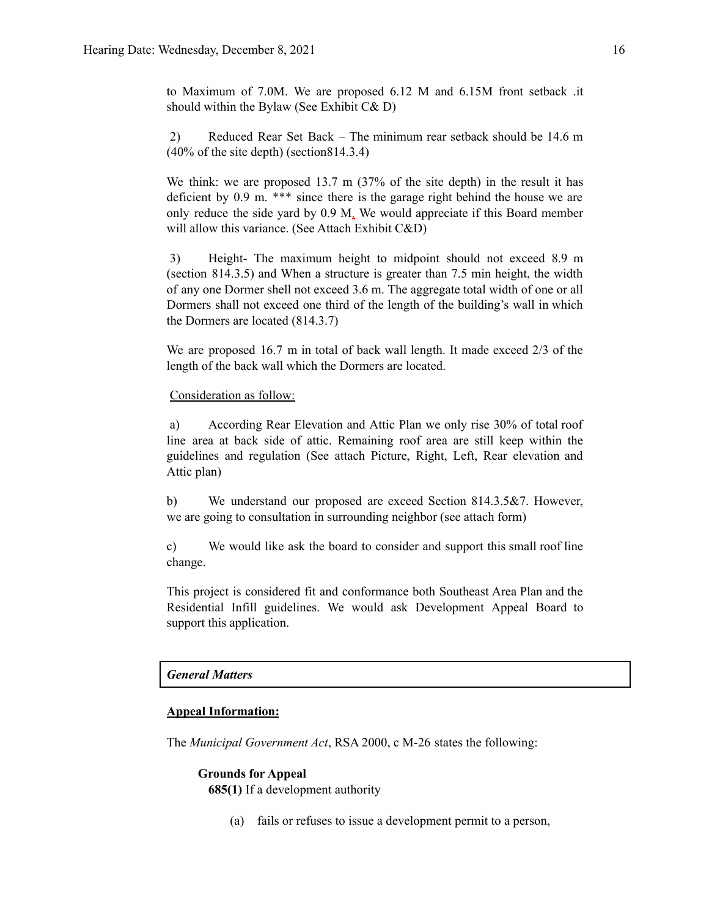to Maximum of 7.0M. We are proposed 6.12 M and 6.15M front setback .it should within the Bylaw (See Exhibit C& D)

2) Reduced Rear Set Back – The minimum rear setback should be 14.6 m (40% of the site depth) (section814.3.4)

We think: we are proposed 13.7 m (37% of the site depth) in the result it has deficient by 0.9 m. *** since there is the garage right behind the house we are only reduce the side yard by 0.9 M. We would appreciate if this Board member will allow this variance. (See Attach Exhibit C&D)

3) Height- The maximum height to midpoint should not exceed 8.9 m (section 814.3.5) and When a structure is greater than 7.5 min height, the width of any one Dormer shell not exceed 3.6 m. The aggregate total width of one or all Dormers shall not exceed one third of the length of the building's wall in which the Dormers are located (814.3.7)

We are proposed 16.7 m in total of back wall length. It made exceed 2/3 of the length of the back wall which the Dormers are located.

Consideration as follow:

a) According Rear Elevation and Attic Plan we only rise 30% of total roof line area at back side of attic. Remaining roof area are still keep within the guidelines and regulation (See attach Picture, Right, Left, Rear elevation and Attic plan)

b) We understand our proposed are exceed Section 814.3.5&7. However, we are going to consultation in surrounding neighbor (see attach form)

c) We would like ask the board to consider and support this small roof line change.

This project is considered fit and conformance both Southeast Area Plan and the Residential Infill guidelines. We would ask Development Appeal Board to support this application.

## *General Matters*

**Appeal Information:**

The *Municipal Government Act*, RSA 2000, c M-26 states the following:

**Grounds for Appeal**

**685(1)** If a development authority

(a) fails or refuses to issue a development permit to a person,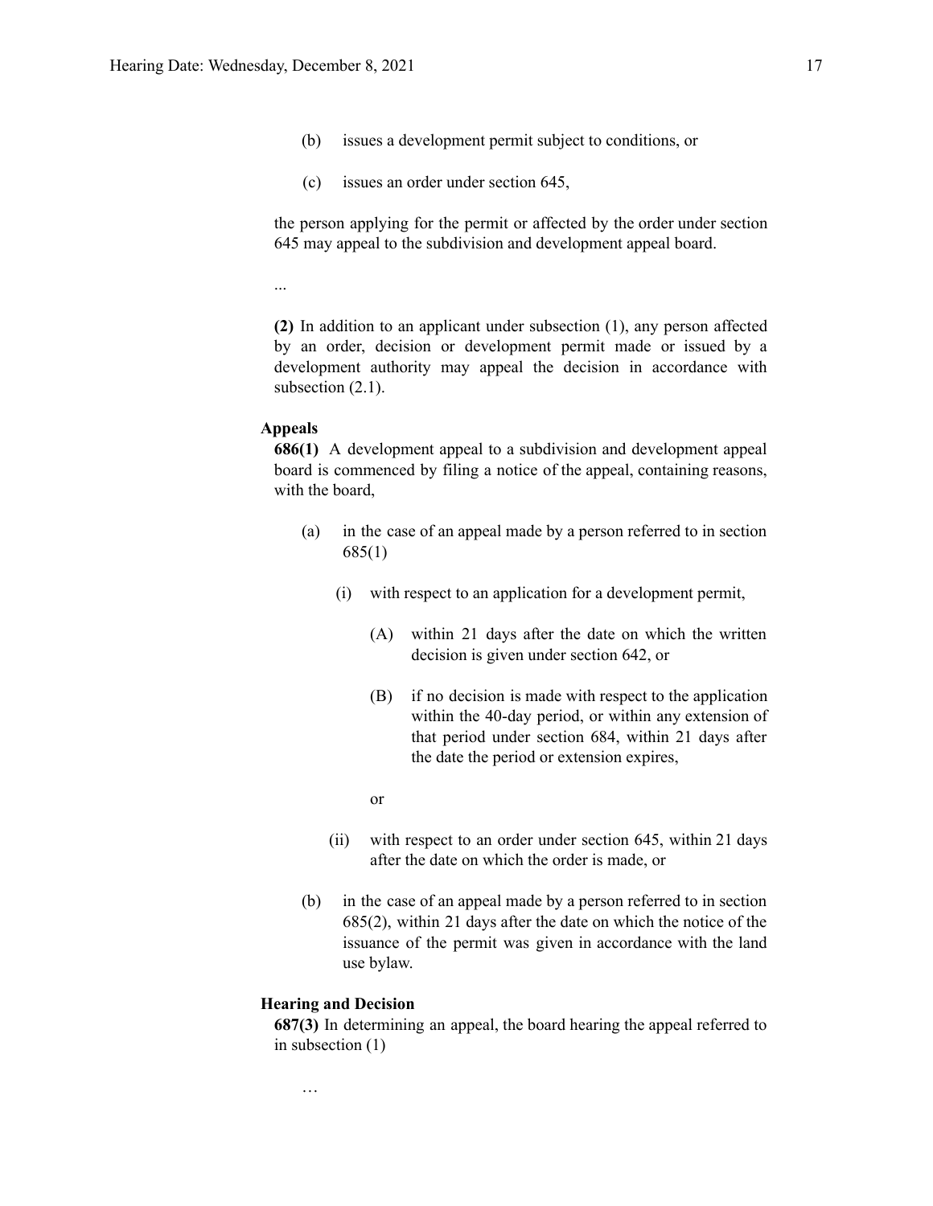(b) issues a development permit subject to conditions, or

(c) issues an order under section 645,

the person applying for the permit or affected by the order under section 645 may appeal to the subdivision and development appeal board.

...

**(2)** In addition to an applicant under subsection (1), any person affected by an order, decision or development permit made or issued by a development authority may appeal the decision in accordance with subsection (2.1).

**Appeals**

**686(1)** A development appeal to a subdivision and development appeal board is commenced by filing a notice of the appeal, containing reasons, with the board,

(a) in the case of an appeal made by a person referred to in section 685(1)

(i) with respect to an application for a development permit,

(A) within 21 days after the date on which the written decision is given under section 642, or

(B) if no decision is made with respect to the application within the 40-day period, or within any extension of that period under section 684, within 21 days after the date the period or extension expires,

or

(ii) with respect to an order under section 645, within 21 days after the date on which the order is made, or

(b) in the case of an appeal made by a person referred to in section 685(2), within 21 days after the date on which the notice of the issuance of the permit was given in accordance with the land use bylaw.

**Hearing and Decision**

**687(3)** In determining an appeal, the board hearing the appeal referred to in subsection (1)

…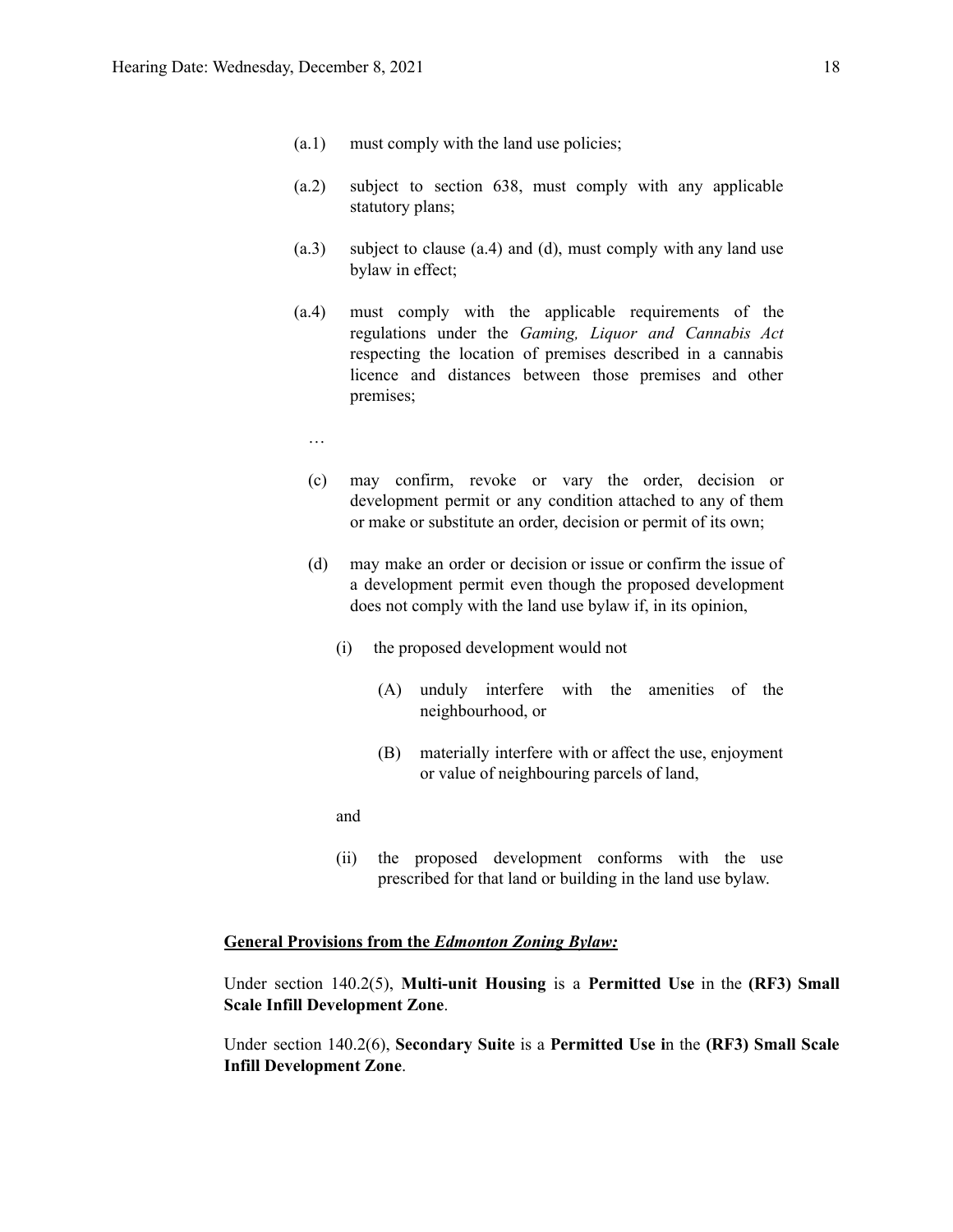(a.1) must comply with the land use policies;

(a.2) subject to section 638, must comply with any applicable statutory plans;

(a.3) subject to clause (a.4) and (d), must comply with any land use bylaw in effect;

(a.4) must comply with the applicable requirements of the regulations under the *Gaming, Liquor and Cannabis Act* respecting the location of premises described in a cannabis licence and distances between those premises and other premises;

…

(c) may confirm, revoke or vary the order, decision or development permit or any condition attached to any of them or make or substitute an order, decision or permit of its own;

(d) may make an order or decision or issue or confirm the issue of a development permit even though the proposed development does not comply with the land use bylaw if, in its opinion,

(i) the proposed development would not

(A) unduly interfere with the amenities of the neighbourhood, or

(B) materially interfere with or affect the use, enjoyment or value of neighbouring parcels of land,

and

(ii) the proposed development conforms with the use prescribed for that land or building in the land use bylaw.

**<u>General Provisions from the *Edmonton Zoning Bylaw:*</u>**

Under section 140.2(5), **Multi-unit Housing** is a **Permitted Use** in the **(RF3) Small Scale Infill Development Zone**.

Under section 140.2(6), **Secondary Suite** is a **Permitted Use i**n the **(RF3) Small Scale Infill Development Zone**.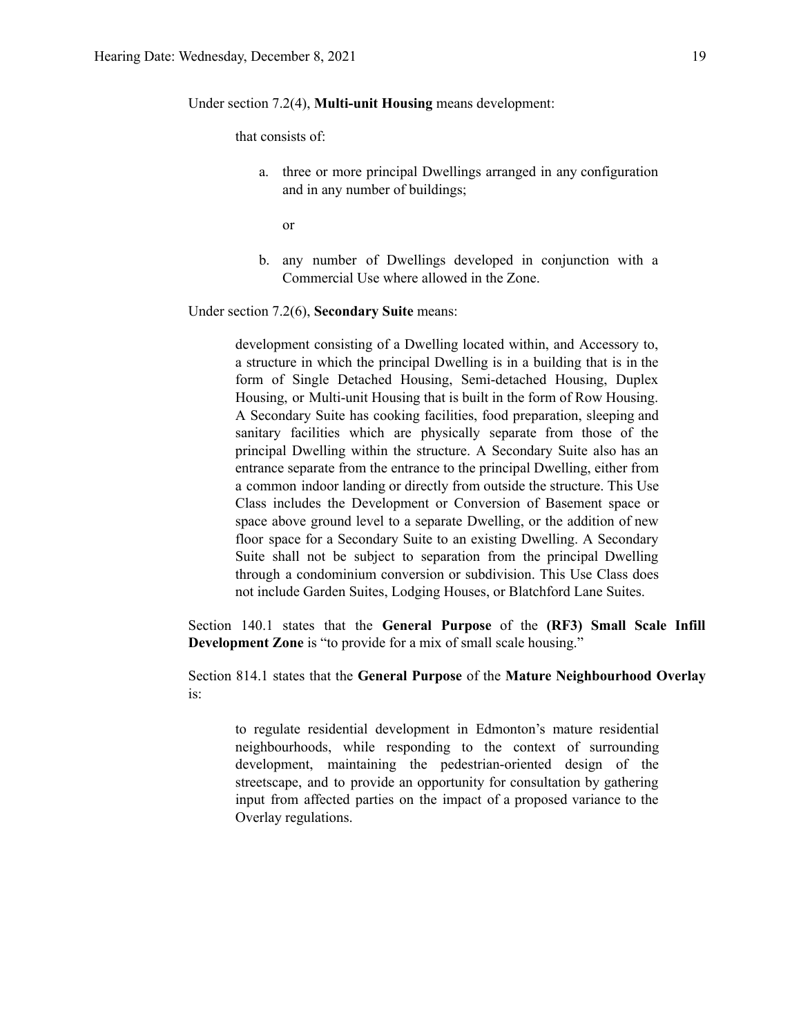Under section 7.2(4), **Multi-unit Housing** means development:

> that consists of:
>
> a. three or more principal Dwellings arranged in any configuration and in any number of buildings;
>
> or
>
> b. any number of Dwellings developed in conjunction with a Commercial Use where allowed in the Zone.

Under section 7.2(6), **Secondary Suite** means:

> development consisting of a Dwelling located within, and Accessory to, a structure in which the principal Dwelling is in a building that is in the form of Single Detached Housing, Semi-detached Housing, Duplex Housing, or Multi-unit Housing that is built in the form of Row Housing. A Secondary Suite has cooking facilities, food preparation, sleeping and sanitary facilities which are physically separate from those of the principal Dwelling within the structure. A Secondary Suite also has an entrance separate from the entrance to the principal Dwelling, either from a common indoor landing or directly from outside the structure. This Use Class includes the Development or Conversion of Basement space or space above ground level to a separate Dwelling, or the addition of new floor space for a Secondary Suite to an existing Dwelling. A Secondary Suite shall not be subject to separation from the principal Dwelling through a condominium conversion or subdivision. This Use Class does not include Garden Suites, Lodging Houses, or Blatchford Lane Suites.

Section 140.1 states that the **General Purpose** of the **(RF3) Small Scale Infill Development Zone** is "to provide for a mix of small scale housing."

Section 814.1 states that the **General Purpose** of the **Mature Neighbourhood Overlay** is:

> to regulate residential development in Edmonton's mature residential neighbourhoods, while responding to the context of surrounding development, maintaining the pedestrian-oriented design of the streetscape, and to provide an opportunity for consultation by gathering input from affected parties on the impact of a proposed variance to the Overlay regulations.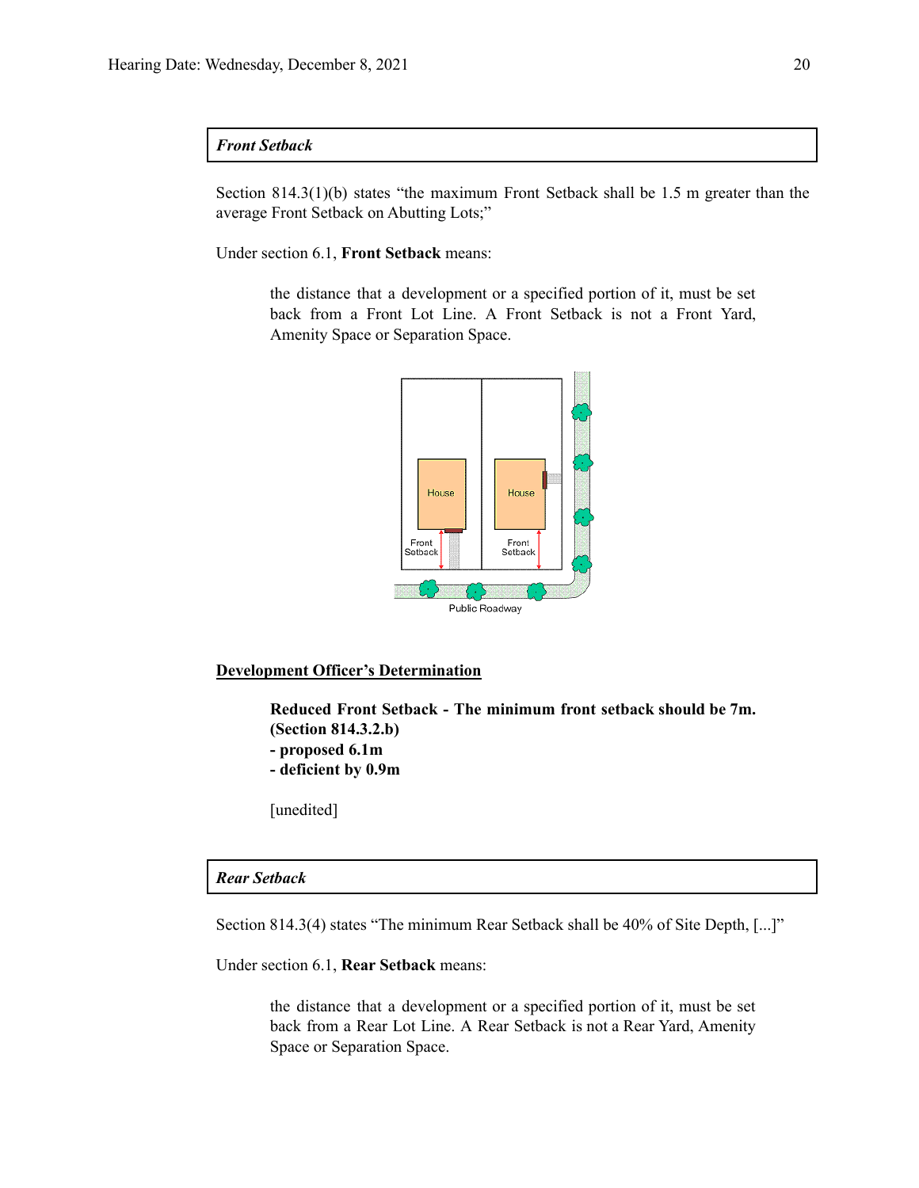***Front Setback***

Section 814.3(1)(b) states "the maximum Front Setback shall be 1.5 m greater than the average Front Setback on Abutting Lots;"

Under section 6.1, **Front Setback** means:

> the distance that a development or a specified portion of it, must be set back from a Front Lot Line. A Front Setback is not a Front Yard, Amenity Space or Separation Space.

**Development Officer's Determination**

> **Reduced Front Setback - The minimum front setback should be 7m. (Section 814.3.2.b)**
> **- proposed 6.1m**
> **- deficient by 0.9m**
>
> [unedited]

***Rear Setback***

Section 814.3(4) states "The minimum Rear Setback shall be 40% of Site Depth, [...]"

Under section 6.1, **Rear Setback** means:

> the distance that a development or a specified portion of it, must be set back from a Rear Lot Line. A Rear Setback is not a Rear Yard, Amenity Space or Separation Space.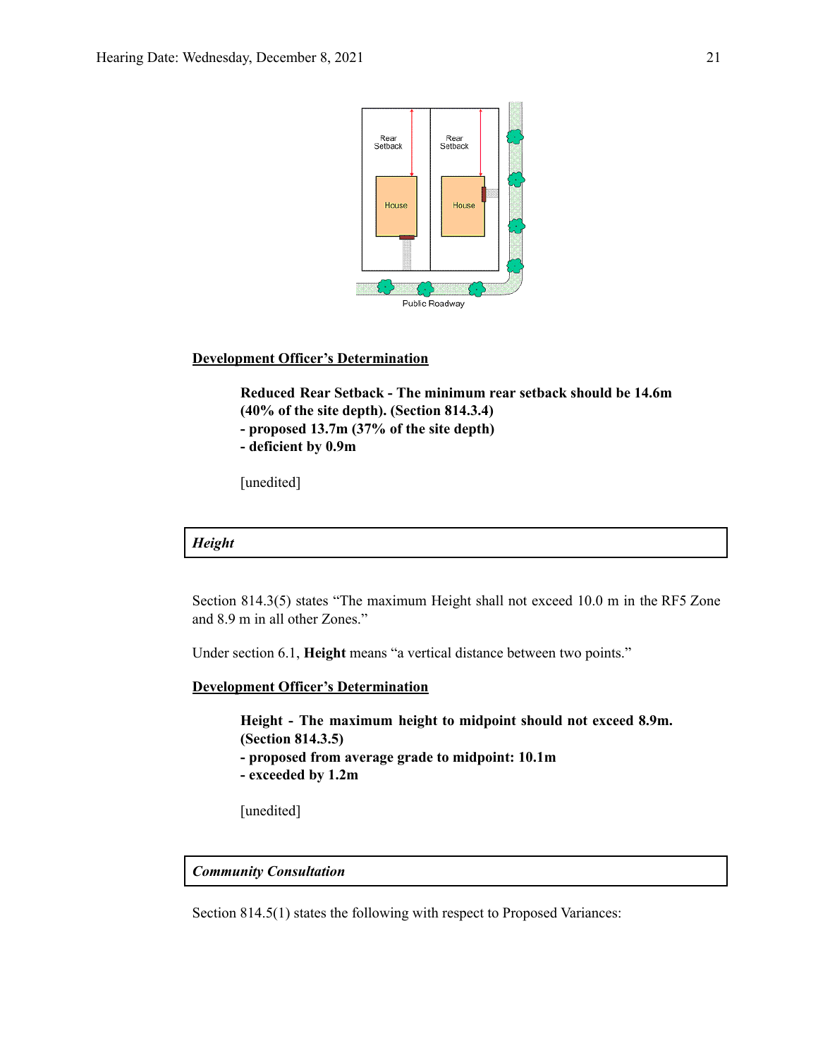**Development Officer's Determination**

> **Reduced Rear Setback - The minimum rear setback should be 14.6m (40% of the site depth). (Section 814.3.4)**
> **- proposed 13.7m (37% of the site depth)**
> **- deficient by 0.9m**
>
> [unedited]

***Height***

Section 814.3(5) states "The maximum Height shall not exceed 10.0 m in the RF5 Zone and 8.9 m in all other Zones."

Under section 6.1, **Height** means "a vertical distance between two points."

**Development Officer's Determination**

> **Height - The maximum height to midpoint should not exceed 8.9m. (Section 814.3.5)**
> **- proposed from average grade to midpoint: 10.1m**
> **- exceeded by 1.2m**
>
> [unedited]

***Community Consultation***

Section 814.5(1) states the following with respect to Proposed Variances: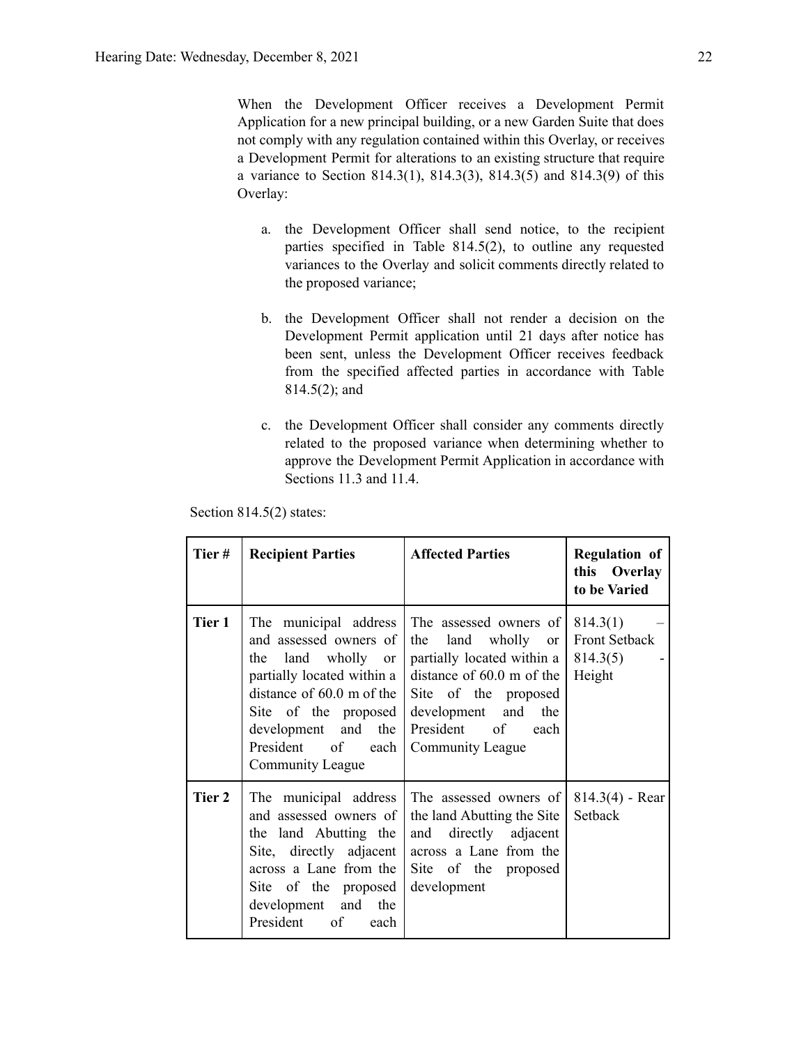When the Development Officer receives a Development Permit Application for a new principal building, or a new Garden Suite that does not comply with any regulation contained within this Overlay, or receives a Development Permit for alterations to an existing structure that require a variance to Section 814.3(1), 814.3(3), 814.3(5) and 814.3(9) of this Overlay:

a. the Development Officer shall send notice, to the recipient parties specified in Table 814.5(2), to outline any requested variances to the Overlay and solicit comments directly related to the proposed variance;

b. the Development Officer shall not render a decision on the Development Permit application until 21 days after notice has been sent, unless the Development Officer receives feedback from the specified affected parties in accordance with Table 814.5(2); and

c. the Development Officer shall consider any comments directly related to the proposed variance when determining whether to approve the Development Permit Application in accordance with Sections 11.3 and 11.4.

Section 814.5(2) states:

| Tier # | Recipient Parties | Affected Parties | Regulation of this Overlay to be Varied |
|---|---|---|---|
| Tier 1 | The municipal address and assessed owners of the land wholly or partially located within a distance of 60.0 m of the Site of the proposed development and the President of each Community League | The assessed owners of the land wholly or partially located within a distance of 60.0 m of the Site of the proposed development and the President of each Community League | 814.3(1) – Front Setback 814.3(5) - Height |
| Tier 2 | The municipal address and assessed owners of the land Abutting the Site, directly adjacent across a Lane from the Site of the proposed development and the President of each | The assessed owners of the land Abutting the Site and directly adjacent across a Lane from the Site of the proposed development | 814.3(4) - Rear Setback |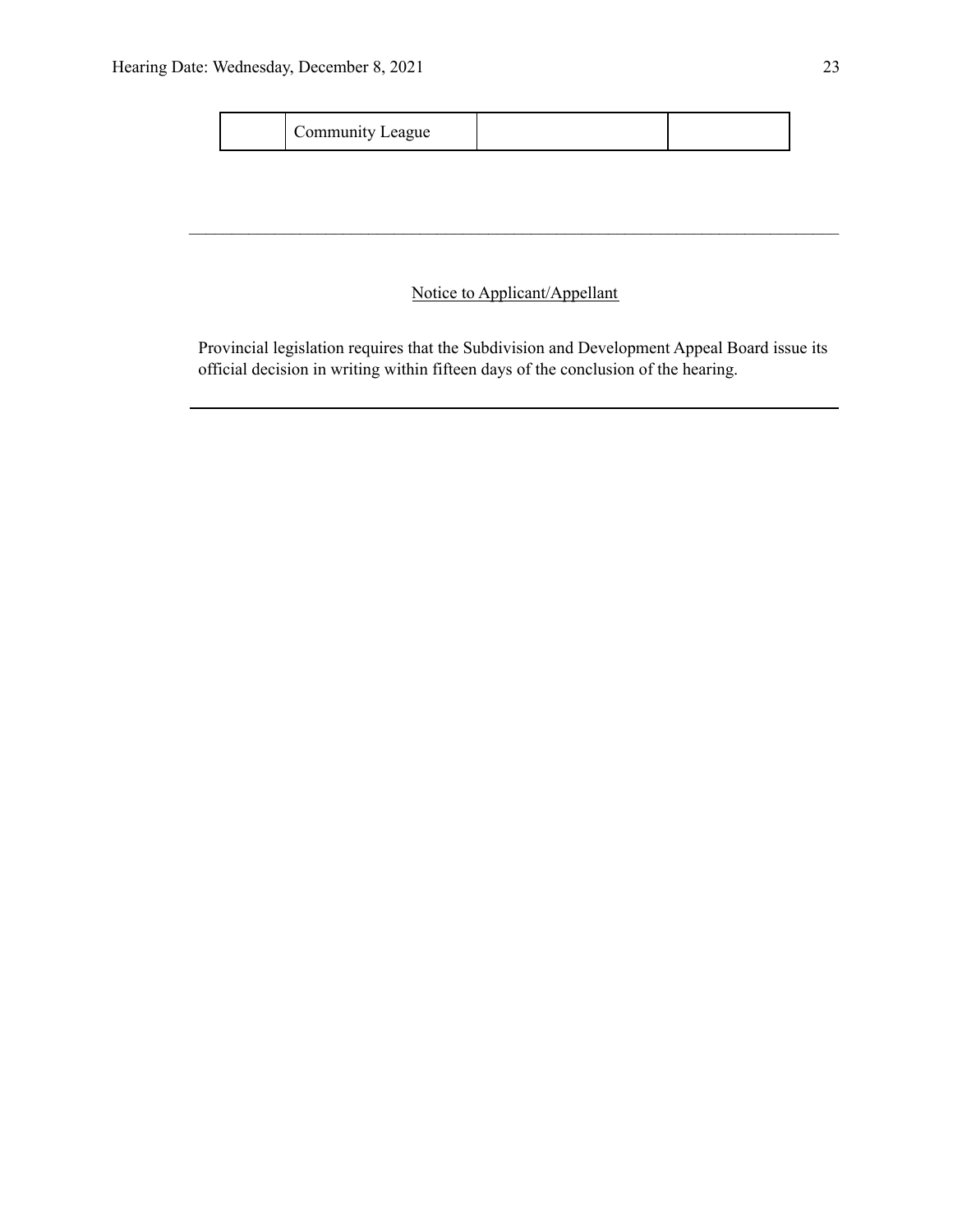| | Community League | | |
|---|---|---|---|

---

Notice to Applicant/Appellant

Provincial legislation requires that the Subdivision and Development Appeal Board issue its official decision in writing within fifteen days of the conclusion of the hearing.

---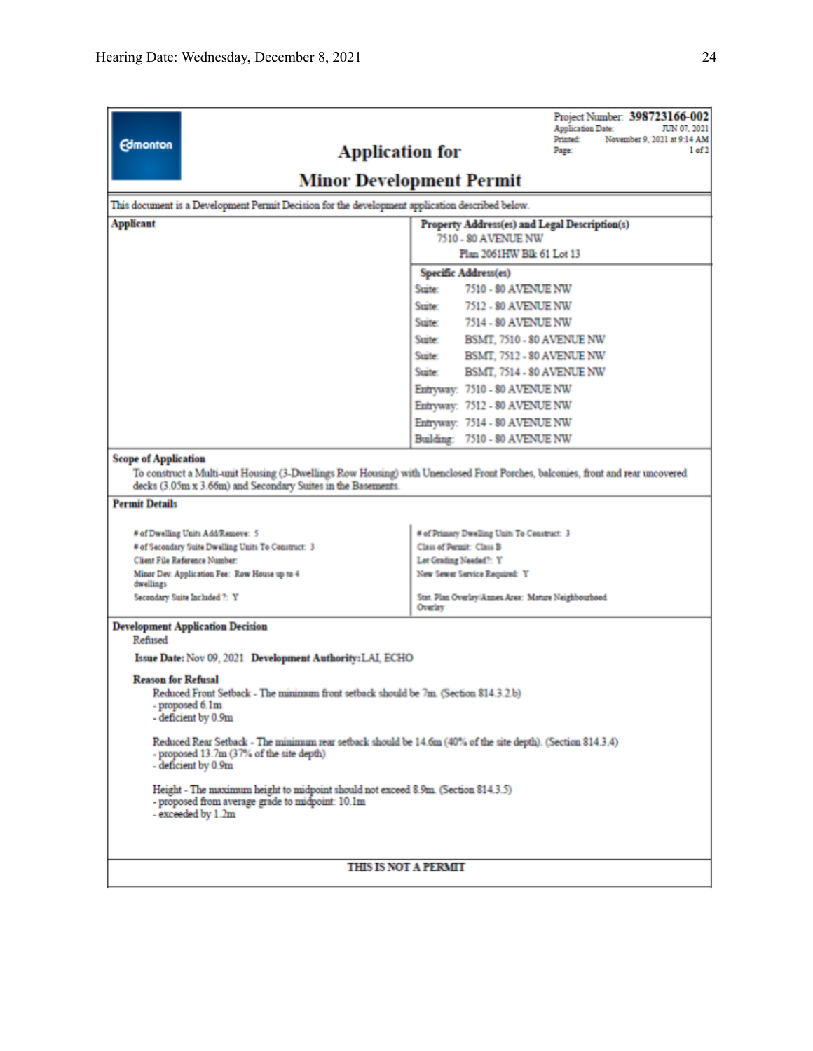Edmonton

# Application for Minor Development Permit

Project Number: **398723166-002**
Application Date: JUN 07, 2021
Printed: November 9, 2021 at 9:14 AM
Page: 1 of 2

This document is a Development Permit Decision for the development application described below.

| **Applicant** | **Property Address(es) and Legal Description(s)** |
|---|---|
| | 7510 - 80 AVENUE NW<br>Plan 2061HW Blk 61 Lot 13 |

**Specific Address(es)**

| | |
|---|---|
| Suite: | 7510 - 80 AVENUE NW |
| Suite: | 7512 - 80 AVENUE NW |
| Suite: | 7514 - 80 AVENUE NW |
| Suite: | BSMT, 7510 - 80 AVENUE NW |
| Suite: | BSMT, 7512 - 80 AVENUE NW |
| Suite: | BSMT, 7514 - 80 AVENUE NW |
| Entryway: | 7510 - 80 AVENUE NW |
| Entryway: | 7512 - 80 AVENUE NW |
| Entryway: | 7514 - 80 AVENUE NW |
| Building: | 7510 - 80 AVENUE NW |

**Scope of Application**

To construct a Multi-unit Housing (3-Dwellings Row Housing) with Unenclosed Front Porches, balconies, front and rear uncovered decks (3.05m x 3.66m) and Secondary Suites in the Basements.

**Permit Details**

| | |
|---|---|
| # of Dwelling Units Add/Remove: 5 | # of Primary Dwelling Units To Construct: 3 |
| # of Secondary Suite Dwelling Units To Construct: 3 | Class of Permit: Class B |
| Client File Reference Number: | Lot Grading Needed?: Y |
| Minor Dev. Application Fee: Row House up to 4 dwellings | New Sewer Service Required: Y |
| Secondary Suite Included ?: Y | Stat. Plan Overlay/Annex Area: Mature Neighbourhood Overlay |

**Development Application Decision**

Refused

**Issue Date:** Nov 09, 2021 **Development Authority:** LAI, ECHO

**Reason for Refusal**

Reduced Front Setback - The minimum front setback should be 7m. (Section 814.3.2.b)
- proposed 6.1m
- deficient by 0.9m

Reduced Rear Setback - The minimum rear setback should be 14.6m (40% of the site depth). (Section 814.3.4)
- proposed 13.7m (37% of the site depth)
- deficient by 0.9m

Height - The maximum height to midpoint should not exceed 8.9m. (Section 814.3.5)
- proposed from average grade to midpoint: 10.1m
- exceeded by 1.2m

THIS IS NOT A PERMIT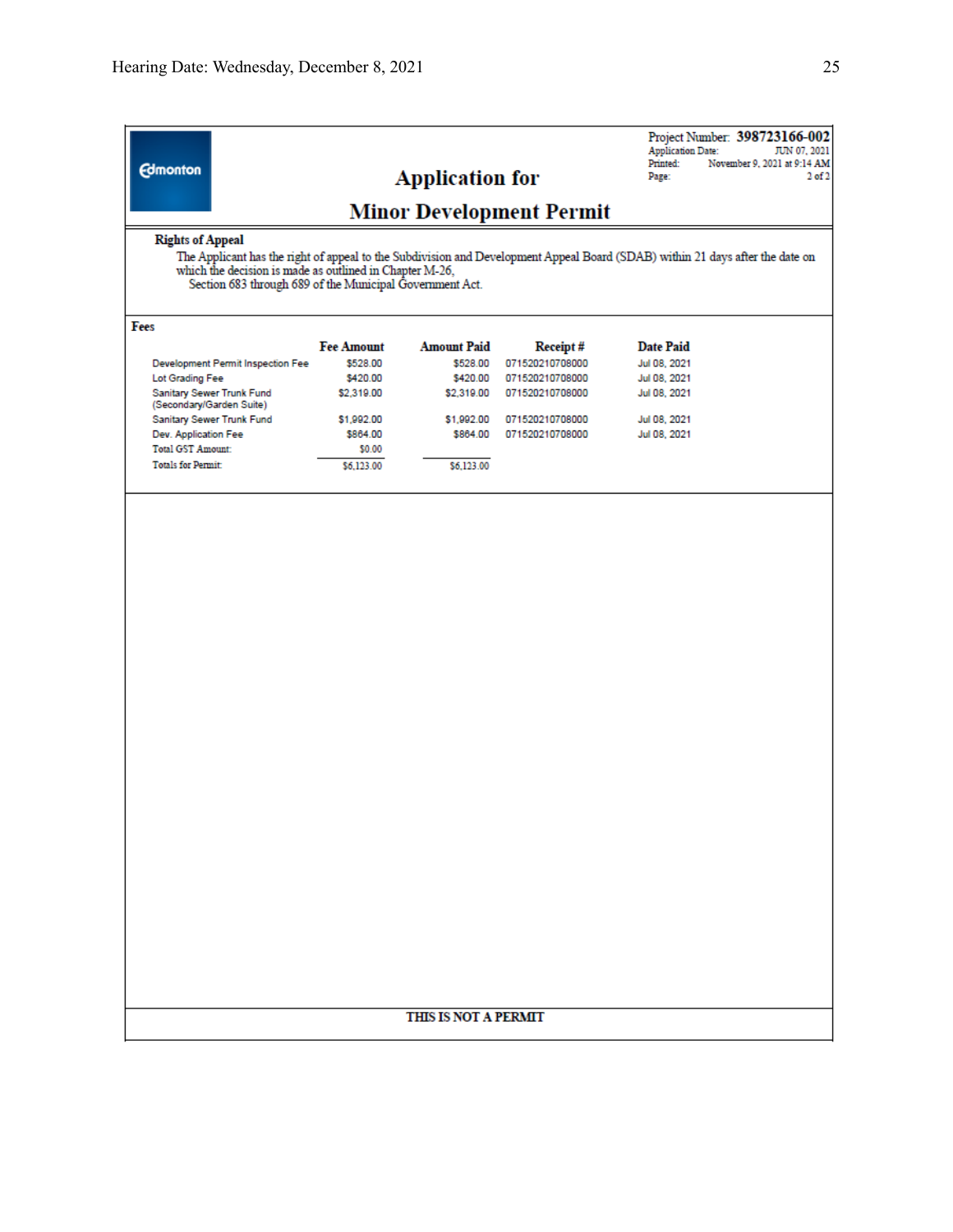Edmonton

# Application for Minor Development Permit

Project Number: **398723166-002**
Application Date: JUN 07, 2021
Printed: November 9, 2021 at 9:14 AM
Page: 2 of 2

**Rights of Appeal**

The Applicant has the right of appeal to the Subdivision and Development Appeal Board (SDAB) within 21 days after the date on which the decision is made as outlined in Chapter M-26, Section 683 through 689 of the Municipal Government Act.

**Fees**

| | Fee Amount | Amount Paid | Receipt # | Date Paid |
|---|---|---|---|---|
| Development Permit Inspection Fee | $528.00 | $528.00 | 071520210708000 | Jul 08, 2021 |
| Lot Grading Fee | $420.00 | $420.00 | 071520210708000 | Jul 08, 2021 |
| Sanitary Sewer Trunk Fund (Secondary/Garden Suite) | $2,319.00 | $2,319.00 | 071520210708000 | Jul 08, 2021 |
| Sanitary Sewer Trunk Fund | $1,992.00 | $1,992.00 | 071520210708000 | Jul 08, 2021 |
| Dev. Application Fee | $864.00 | $864.00 | 071520210708000 | Jul 08, 2021 |
| Total GST Amount: | $0.00 | | | |
| Totals for Permit: | $6,123.00 | $6,123.00 | | |

**THIS IS NOT A PERMIT**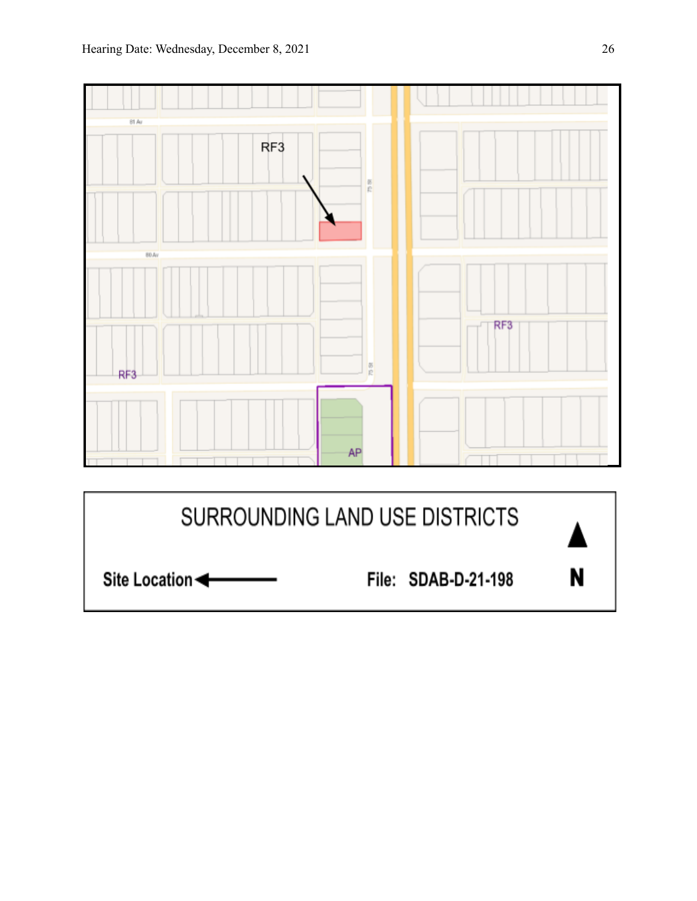RF3

81 Av

80 Av

75 St

75 St

RF3

RF3

AP

SURROUNDING LAND USE DISTRICTS

Site Location

File: SDAB-D-21-198

N